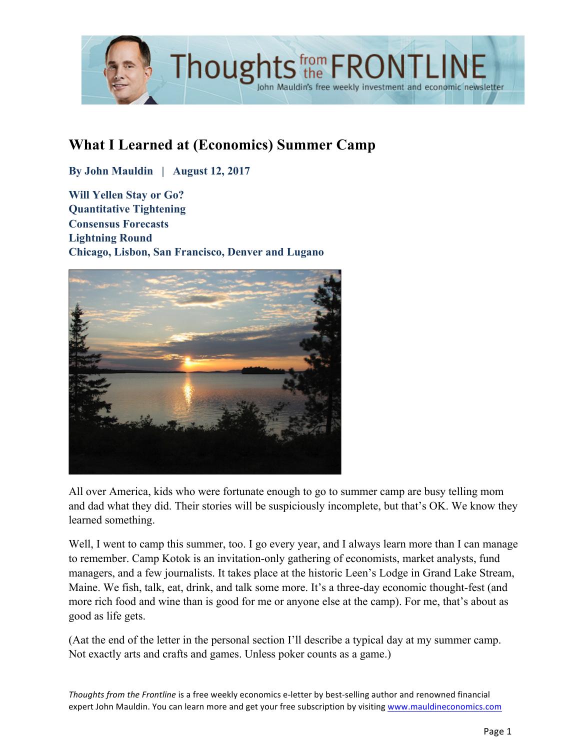# What I Learned at (Economics) Summer Camp

**By John Mauldin | August 12, 2017**

**Will Yellen Stay or Go?**
**Quantitative Tightening**
**Consensus Forecasts**
**Lightning Round**
**Chicago, Lisbon, San Francisco, Denver and Lugano**

All over America, kids who were fortunate enough to go to summer camp are busy telling mom and dad what they did. Their stories will be suspiciously incomplete, but that's OK. We know they learned something.

Well, I went to camp this summer, too. I go every year, and I always learn more than I can manage to remember. Camp Kotok is an invitation-only gathering of economists, market analysts, fund managers, and a few journalists. It takes place at the historic Leen's Lodge in Grand Lake Stream, Maine. We fish, talk, eat, drink, and talk some more. It's a three-day economic thought-fest (and more rich food and wine than is good for me or anyone else at the camp). For me, that's about as good as life gets.

(Aat the end of the letter in the personal section I'll describe a typical day at my summer camp. Not exactly arts and crafts and games. Unless poker counts as a game.)

*Thoughts from the Frontline* is a free weekly economics e-letter by best-selling author and renowned financial expert John Mauldin. You can learn more and get your free subscription by visiting www.mauldineconomics.com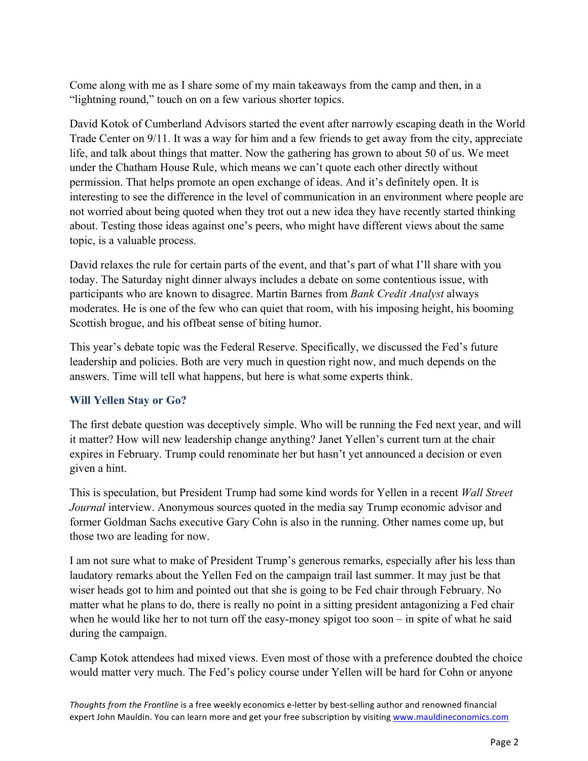Come along with me as I share some of my main takeaways from the camp and then, in a "lightning round," touch on on a few various shorter topics.

David Kotok of Cumberland Advisors started the event after narrowly escaping death in the World Trade Center on 9/11. It was a way for him and a few friends to get away from the city, appreciate life, and talk about things that matter. Now the gathering has grown to about 50 of us. We meet under the Chatham House Rule, which means we can't quote each other directly without permission. That helps promote an open exchange of ideas. And it's definitely open. It is interesting to see the difference in the level of communication in an environment where people are not worried about being quoted when they trot out a new idea they have recently started thinking about. Testing those ideas against one's peers, who might have different views about the same topic, is a valuable process.

David relaxes the rule for certain parts of the event, and that's part of what I'll share with you today. The Saturday night dinner always includes a debate on some contentious issue, with participants who are known to disagree. Martin Barnes from *Bank Credit Analyst* always moderates. He is one of the few who can quiet that room, with his imposing height, his booming Scottish brogue, and his offbeat sense of biting humor.

This year's debate topic was the Federal Reserve. Specifically, we discussed the Fed's future leadership and policies. Both are very much in question right now, and much depends on the answers. Time will tell what happens, but here is what some experts think.

### Will Yellen Stay or Go?

The first debate question was deceptively simple. Who will be running the Fed next year, and will it matter? How will new leadership change anything? Janet Yellen's current turn at the chair expires in February. Trump could renominate her but hasn't yet announced a decision or even given a hint.

This is speculation, but President Trump had some kind words for Yellen in a recent *Wall Street Journal* interview. Anonymous sources quoted in the media say Trump economic advisor and former Goldman Sachs executive Gary Cohn is also in the running. Other names come up, but those two are leading for now.

I am not sure what to make of President Trump's generous remarks, especially after his less than laudatory remarks about the Yellen Fed on the campaign trail last summer. It may just be that wiser heads got to him and pointed out that she is going to be Fed chair through February. No matter what he plans to do, there is really no point in a sitting president antagonizing a Fed chair when he would like her to not turn off the easy-money spigot too soon – in spite of what he said during the campaign.

Camp Kotok attendees had mixed views. Even most of those with a preference doubted the choice would matter very much. The Fed's policy course under Yellen will be hard for Cohn or anyone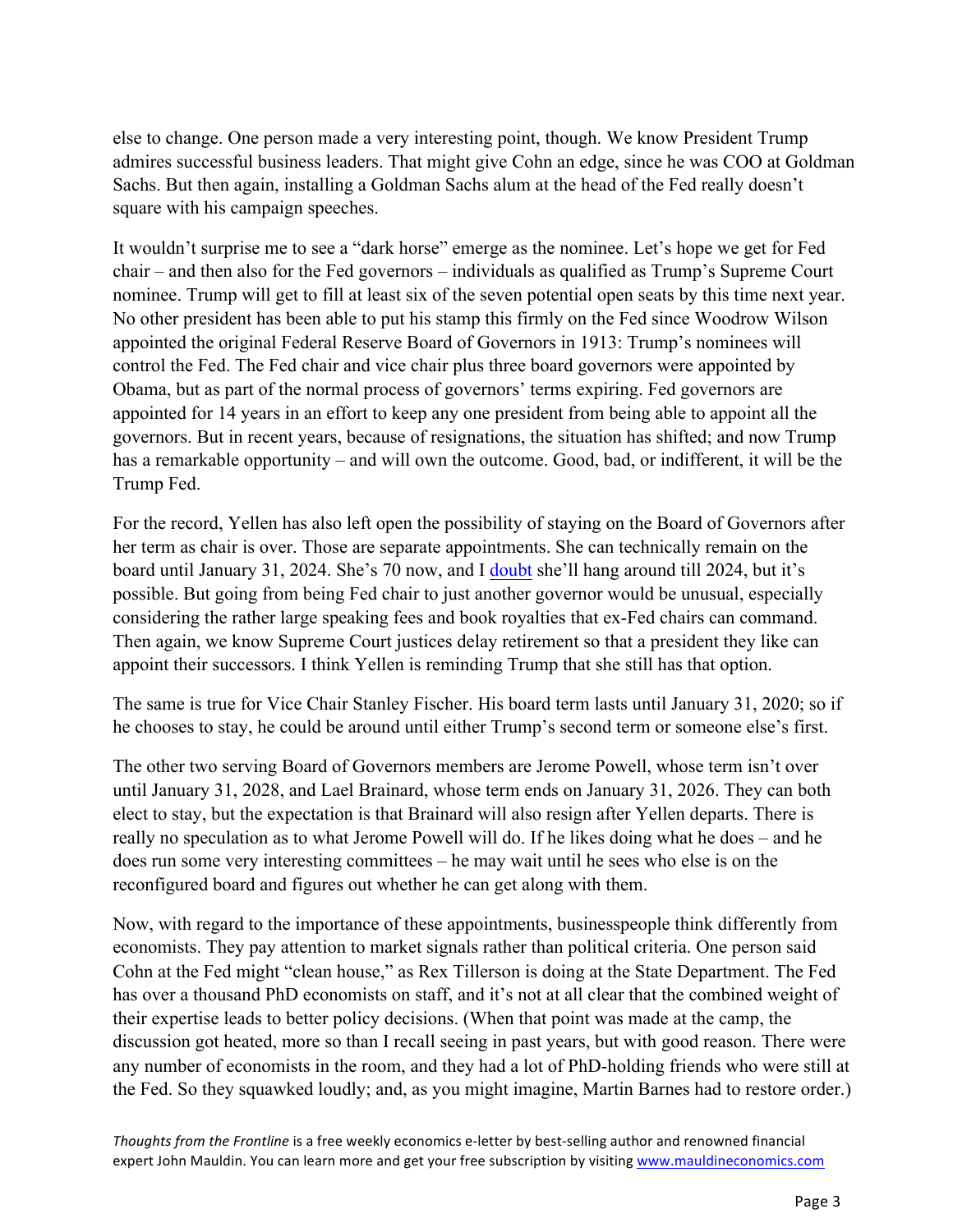else to change. One person made a very interesting point, though. We know President Trump admires successful business leaders. That might give Cohn an edge, since he was COO at Goldman Sachs. But then again, installing a Goldman Sachs alum at the head of the Fed really doesn't square with his campaign speeches.

It wouldn't surprise me to see a "dark horse" emerge as the nominee. Let's hope we get for Fed chair – and then also for the Fed governors – individuals as qualified as Trump's Supreme Court nominee. Trump will get to fill at least six of the seven potential open seats by this time next year. No other president has been able to put his stamp this firmly on the Fed since Woodrow Wilson appointed the original Federal Reserve Board of Governors in 1913: Trump's nominees will control the Fed. The Fed chair and vice chair plus three board governors were appointed by Obama, but as part of the normal process of governors' terms expiring. Fed governors are appointed for 14 years in an effort to keep any one president from being able to appoint all the governors. But in recent years, because of resignations, the situation has shifted; and now Trump has a remarkable opportunity – and will own the outcome. Good, bad, or indifferent, it will be the Trump Fed.

For the record, Yellen has also left open the possibility of staying on the Board of Governors after her term as chair is over. Those are separate appointments. She can technically remain on the board until January 31, 2024. She's 70 now, and I doubt she'll hang around till 2024, but it's possible. But going from being Fed chair to just another governor would be unusual, especially considering the rather large speaking fees and book royalties that ex-Fed chairs can command. Then again, we know Supreme Court justices delay retirement so that a president they like can appoint their successors. I think Yellen is reminding Trump that she still has that option.

The same is true for Vice Chair Stanley Fischer. His board term lasts until January 31, 2020; so if he chooses to stay, he could be around until either Trump's second term or someone else's first.

The other two serving Board of Governors members are Jerome Powell, whose term isn't over until January 31, 2028, and Lael Brainard, whose term ends on January 31, 2026. They can both elect to stay, but the expectation is that Brainard will also resign after Yellen departs. There is really no speculation as to what Jerome Powell will do. If he likes doing what he does – and he does run some very interesting committees – he may wait until he sees who else is on the reconfigured board and figures out whether he can get along with them.

Now, with regard to the importance of these appointments, businesspeople think differently from economists. They pay attention to market signals rather than political criteria. One person said Cohn at the Fed might "clean house," as Rex Tillerson is doing at the State Department. The Fed has over a thousand PhD economists on staff, and it's not at all clear that the combined weight of their expertise leads to better policy decisions. (When that point was made at the camp, the discussion got heated, more so than I recall seeing in past years, but with good reason. There were any number of economists in the room, and they had a lot of PhD-holding friends who were still at the Fed. So they squawked loudly; and, as you might imagine, Martin Barnes had to restore order.)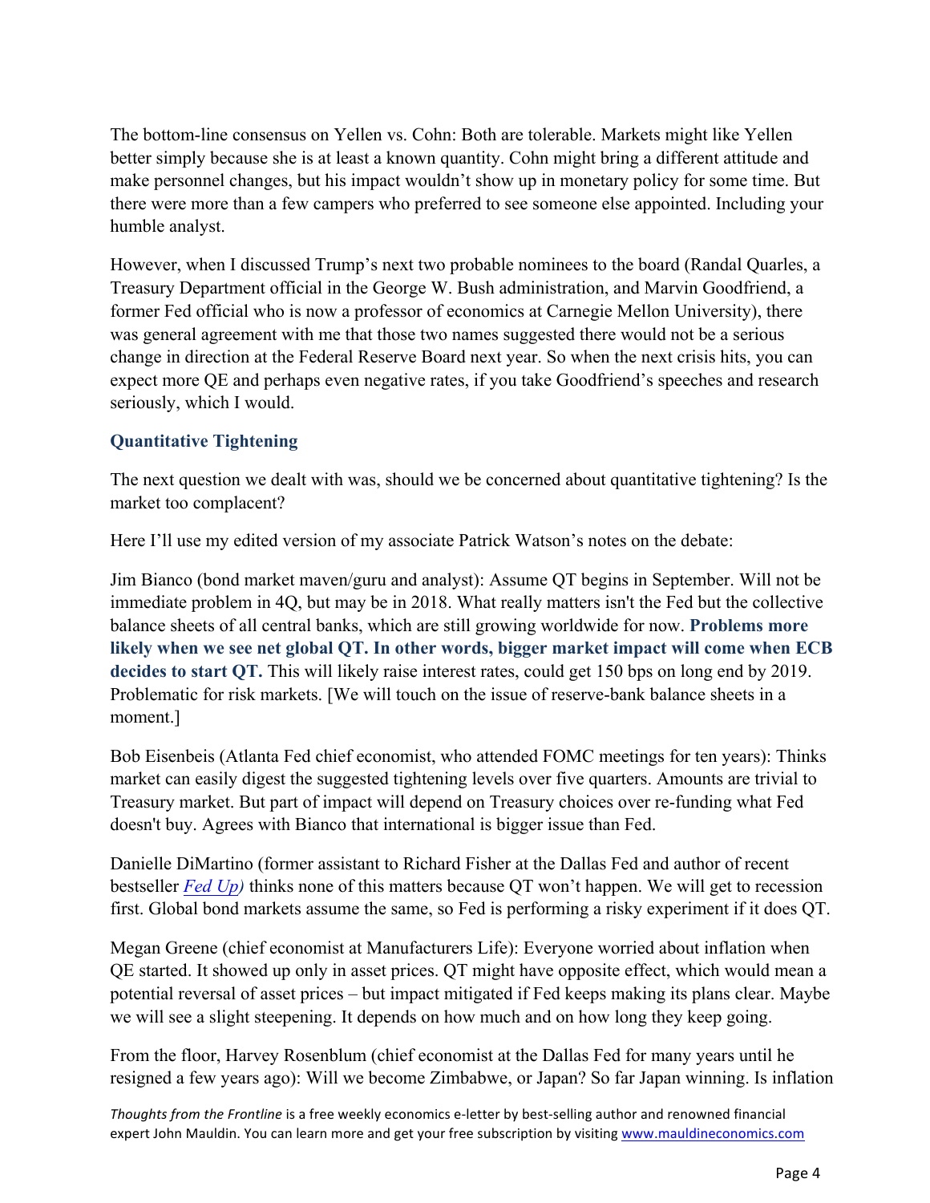The bottom-line consensus on Yellen vs. Cohn: Both are tolerable. Markets might like Yellen better simply because she is at least a known quantity. Cohn might bring a different attitude and make personnel changes, but his impact wouldn't show up in monetary policy for some time. But there were more than a few campers who preferred to see someone else appointed. Including your humble analyst.

However, when I discussed Trump's next two probable nominees to the board (Randal Quarles, a Treasury Department official in the George W. Bush administration, and Marvin Goodfriend, a former Fed official who is now a professor of economics at Carnegie Mellon University), there was general agreement with me that those two names suggested there would not be a serious change in direction at the Federal Reserve Board next year. So when the next crisis hits, you can expect more QE and perhaps even negative rates, if you take Goodfriend's speeches and research seriously, which I would.

### Quantitative Tightening

The next question we dealt with was, should we be concerned about quantitative tightening? Is the market too complacent?

Here I'll use my edited version of my associate Patrick Watson's notes on the debate:

Jim Bianco (bond market maven/guru and analyst): Assume QT begins in September. Will not be immediate problem in 4Q, but may be in 2018. What really matters isn't the Fed but the collective balance sheets of all central banks, which are still growing worldwide for now. **Problems more likely when we see net global QT. In other words, bigger market impact will come when ECB decides to start QT.** This will likely raise interest rates, could get 150 bps on long end by 2019. Problematic for risk markets. [We will touch on the issue of reserve-bank balance sheets in a moment.]

Bob Eisenbeis (Atlanta Fed chief economist, who attended FOMC meetings for ten years): Thinks market can easily digest the suggested tightening levels over five quarters. Amounts are trivial to Treasury market. But part of impact will depend on Treasury choices over re-funding what Fed doesn't buy. Agrees with Bianco that international is bigger issue than Fed.

Danielle DiMartino (former assistant to Richard Fisher at the Dallas Fed and author of recent bestseller *Fed Up)* thinks none of this matters because QT won't happen. We will get to recession first. Global bond markets assume the same, so Fed is performing a risky experiment if it does QT.

Megan Greene (chief economist at Manufacturers Life): Everyone worried about inflation when QE started. It showed up only in asset prices. QT might have opposite effect, which would mean a potential reversal of asset prices – but impact mitigated if Fed keeps making its plans clear. Maybe we will see a slight steepening. It depends on how much and on how long they keep going.

From the floor, Harvey Rosenblum (chief economist at the Dallas Fed for many years until he resigned a few years ago): Will we become Zimbabwe, or Japan? So far Japan winning. Is inflation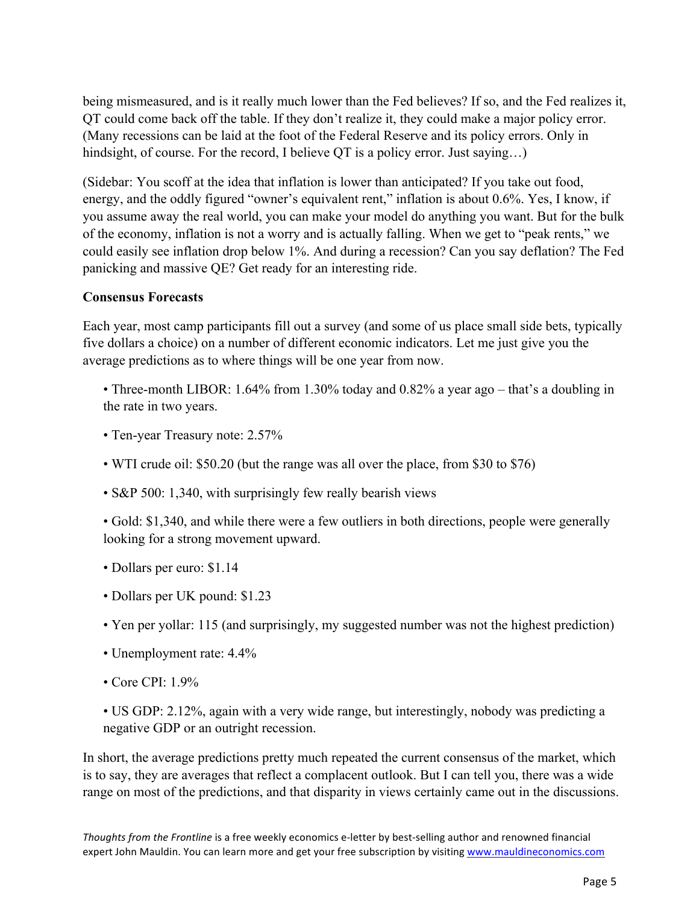being mismeasured, and is it really much lower than the Fed believes? If so, and the Fed realizes it, QT could come back off the table. If they don't realize it, they could make a major policy error. (Many recessions can be laid at the foot of the Federal Reserve and its policy errors. Only in hindsight, of course. For the record, I believe QT is a policy error. Just saying…)

(Sidebar: You scoff at the idea that inflation is lower than anticipated? If you take out food, energy, and the oddly figured "owner's equivalent rent," inflation is about 0.6%. Yes, I know, if you assume away the real world, you can make your model do anything you want. But for the bulk of the economy, inflation is not a worry and is actually falling. When we get to "peak rents," we could easily see inflation drop below 1%. And during a recession? Can you say deflation? The Fed panicking and massive QE? Get ready for an interesting ride.

**Consensus Forecasts**

Each year, most camp participants fill out a survey (and some of us place small side bets, typically five dollars a choice) on a number of different economic indicators. Let me just give you the average predictions as to where things will be one year from now.

- Three-month LIBOR: 1.64% from 1.30% today and 0.82% a year ago – that's a doubling in the rate in two years.
- Ten-year Treasury note: 2.57%
- WTI crude oil: $50.20 (but the range was all over the place, from $30 to $76)
- S&P 500: 1,340, with surprisingly few really bearish views
- Gold: $1,340, and while there were a few outliers in both directions, people were generally looking for a strong movement upward.
- Dollars per euro: $1.14
- Dollars per UK pound: $1.23
- Yen per yollar: 115 (and surprisingly, my suggested number was not the highest prediction)
- Unemployment rate: 4.4%
- Core CPI: 1.9%
- US GDP: 2.12%, again with a very wide range, but interestingly, nobody was predicting a negative GDP or an outright recession.

In short, the average predictions pretty much repeated the current consensus of the market, which is to say, they are averages that reflect a complacent outlook. But I can tell you, there was a wide range on most of the predictions, and that disparity in views certainly came out in the discussions.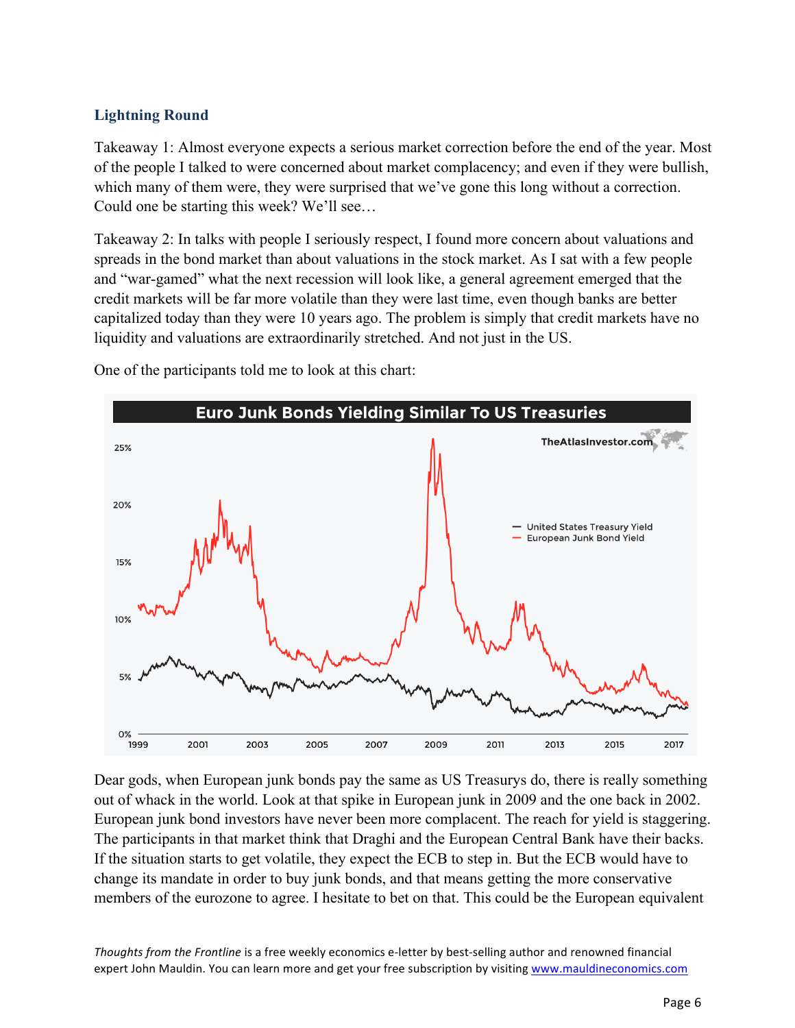### Lightning Round

Takeaway 1: Almost everyone expects a serious market correction before the end of the year. Most of the people I talked to were concerned about market complacency; and even if they were bullish, which many of them were, they were surprised that we've gone this long without a correction. Could one be starting this week? We'll see…

Takeaway 2: In talks with people I seriously respect, I found more concern about valuations and spreads in the bond market than about valuations in the stock market. As I sat with a few people and "war-gamed" what the next recession will look like, a general agreement emerged that the credit markets will be far more volatile than they were last time, even though banks are better capitalized today than they were 10 years ago. The problem is simply that credit markets have no liquidity and valuations are extraordinarily stretched. And not just in the US.

One of the participants told me to look at this chart:

Dear gods, when European junk bonds pay the same as US Treasurys do, there is really something out of whack in the world. Look at that spike in European junk in 2009 and the one back in 2002. European junk bond investors have never been more complacent. The reach for yield is staggering. The participants in that market think that Draghi and the European Central Bank have their backs. If the situation starts to get volatile, they expect the ECB to step in. But the ECB would have to change its mandate in order to buy junk bonds, and that means getting the more conservative members of the eurozone to agree. I hesitate to bet on that. This could be the European equivalent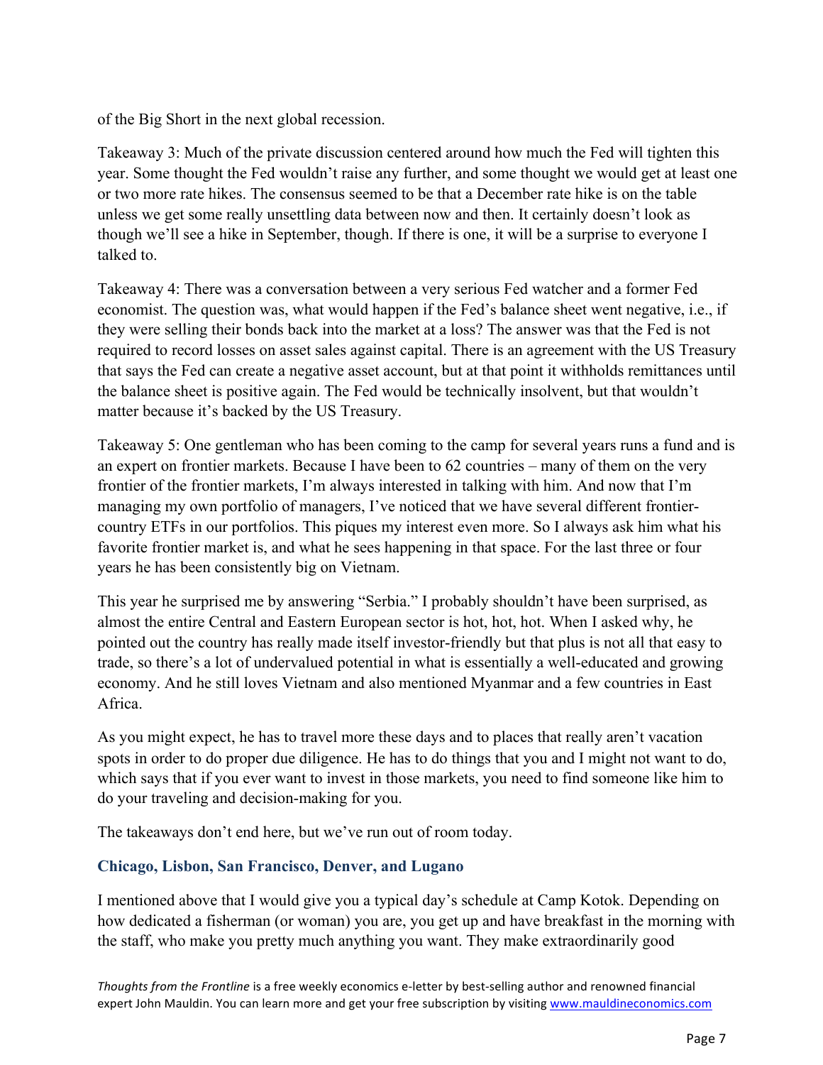of the Big Short in the next global recession.

Takeaway 3: Much of the private discussion centered around how much the Fed will tighten this year. Some thought the Fed wouldn't raise any further, and some thought we would get at least one or two more rate hikes. The consensus seemed to be that a December rate hike is on the table unless we get some really unsettling data between now and then. It certainly doesn't look as though we'll see a hike in September, though. If there is one, it will be a surprise to everyone I talked to.

Takeaway 4: There was a conversation between a very serious Fed watcher and a former Fed economist. The question was, what would happen if the Fed's balance sheet went negative, i.e., if they were selling their bonds back into the market at a loss? The answer was that the Fed is not required to record losses on asset sales against capital. There is an agreement with the US Treasury that says the Fed can create a negative asset account, but at that point it withholds remittances until the balance sheet is positive again. The Fed would be technically insolvent, but that wouldn't matter because it's backed by the US Treasury.

Takeaway 5: One gentleman who has been coming to the camp for several years runs a fund and is an expert on frontier markets. Because I have been to 62 countries – many of them on the very frontier of the frontier markets, I'm always interested in talking with him. And now that I'm managing my own portfolio of managers, I've noticed that we have several different frontier-country ETFs in our portfolios. This piques my interest even more. So I always ask him what his favorite frontier market is, and what he sees happening in that space. For the last three or four years he has been consistently big on Vietnam.

This year he surprised me by answering "Serbia." I probably shouldn't have been surprised, as almost the entire Central and Eastern European sector is hot, hot, hot. When I asked why, he pointed out the country has really made itself investor-friendly but that plus is not all that easy to trade, so there's a lot of undervalued potential in what is essentially a well-educated and growing economy. And he still loves Vietnam and also mentioned Myanmar and a few countries in East Africa.

As you might expect, he has to travel more these days and to places that really aren't vacation spots in order to do proper due diligence. He has to do things that you and I might not want to do, which says that if you ever want to invest in those markets, you need to find someone like him to do your traveling and decision-making for you.

The takeaways don't end here, but we've run out of room today.

## Chicago, Lisbon, San Francisco, Denver, and Lugano

I mentioned above that I would give you a typical day's schedule at Camp Kotok. Depending on how dedicated a fisherman (or woman) you are, you get up and have breakfast in the morning with the staff, who make you pretty much anything you want. They make extraordinarily good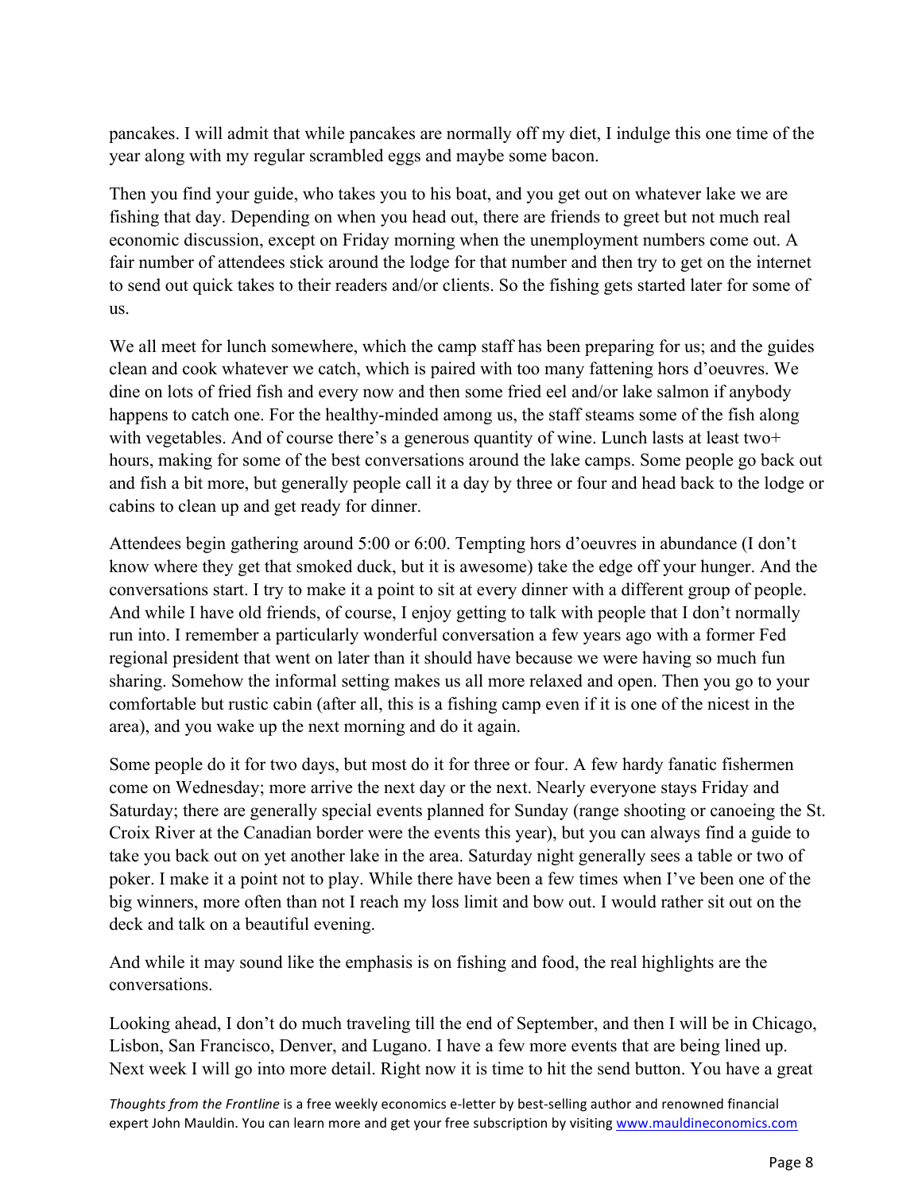pancakes. I will admit that while pancakes are normally off my diet, I indulge this one time of the year along with my regular scrambled eggs and maybe some bacon.

Then you find your guide, who takes you to his boat, and you get out on whatever lake we are fishing that day. Depending on when you head out, there are friends to greet but not much real economic discussion, except on Friday morning when the unemployment numbers come out. A fair number of attendees stick around the lodge for that number and then try to get on the internet to send out quick takes to their readers and/or clients. So the fishing gets started later for some of us.

We all meet for lunch somewhere, which the camp staff has been preparing for us; and the guides clean and cook whatever we catch, which is paired with too many fattening hors d'oeuvres. We dine on lots of fried fish and every now and then some fried eel and/or lake salmon if anybody happens to catch one. For the healthy-minded among us, the staff steams some of the fish along with vegetables. And of course there's a generous quantity of wine. Lunch lasts at least two+ hours, making for some of the best conversations around the lake camps. Some people go back out and fish a bit more, but generally people call it a day by three or four and head back to the lodge or cabins to clean up and get ready for dinner.

Attendees begin gathering around 5:00 or 6:00. Tempting hors d'oeuvres in abundance (I don't know where they get that smoked duck, but it is awesome) take the edge off your hunger. And the conversations start. I try to make it a point to sit at every dinner with a different group of people. And while I have old friends, of course, I enjoy getting to talk with people that I don't normally run into. I remember a particularly wonderful conversation a few years ago with a former Fed regional president that went on later than it should have because we were having so much fun sharing. Somehow the informal setting makes us all more relaxed and open. Then you go to your comfortable but rustic cabin (after all, this is a fishing camp even if it is one of the nicest in the area), and you wake up the next morning and do it again.

Some people do it for two days, but most do it for three or four. A few hardy fanatic fishermen come on Wednesday; more arrive the next day or the next. Nearly everyone stays Friday and Saturday; there are generally special events planned for Sunday (range shooting or canoeing the St. Croix River at the Canadian border were the events this year), but you can always find a guide to take you back out on yet another lake in the area. Saturday night generally sees a table or two of poker. I make it a point not to play. While there have been a few times when I've been one of the big winners, more often than not I reach my loss limit and bow out. I would rather sit out on the deck and talk on a beautiful evening.

And while it may sound like the emphasis is on fishing and food, the real highlights are the conversations.

Looking ahead, I don't do much traveling till the end of September, and then I will be in Chicago, Lisbon, San Francisco, Denver, and Lugano. I have a few more events that are being lined up. Next week I will go into more detail. Right now it is time to hit the send button. You have a great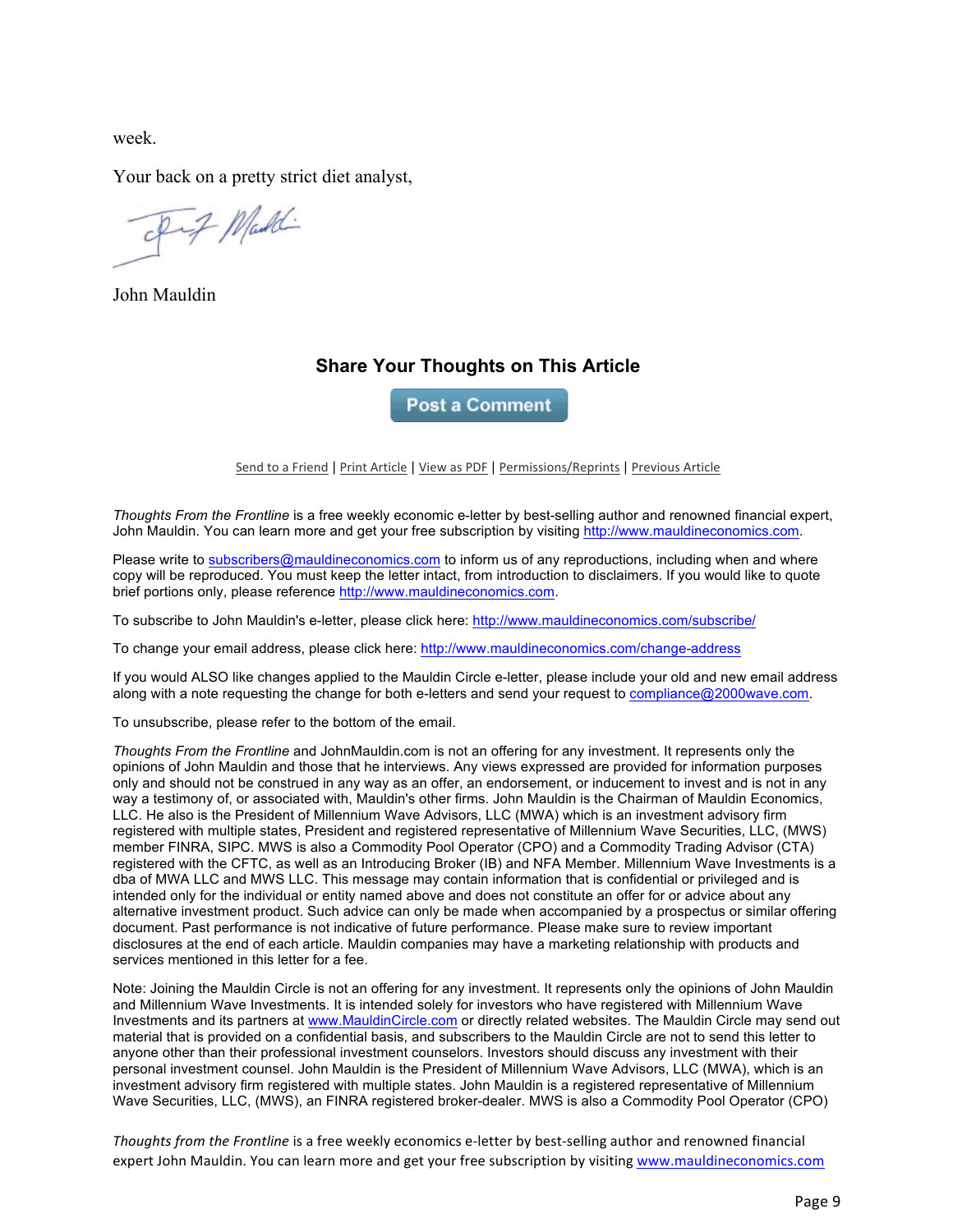week.

Your back on a pretty strict diet analyst,

John Mauldin

### Share Your Thoughts on This Article

Post a Comment

Send to a Friend | Print Article | View as PDF | Permissions/Reprints | Previous Article

*Thoughts From the Frontline* is a free weekly economic e-letter by best-selling author and renowned financial expert, John Mauldin. You can learn more and get your free subscription by visiting http://www.mauldineconomics.com.

Please write to subscribers@mauldineconomics.com to inform us of any reproductions, including when and where copy will be reproduced. You must keep the letter intact, from introduction to disclaimers. If you would like to quote brief portions only, please reference http://www.mauldineconomics.com.

To subscribe to John Mauldin's e-letter, please click here: http://www.mauldineconomics.com/subscribe/

To change your email address, please click here: http://www.mauldineconomics.com/change-address

If you would ALSO like changes applied to the Mauldin Circle e-letter, please include your old and new email address along with a note requesting the change for both e-letters and send your request to compliance@2000wave.com.

To unsubscribe, please refer to the bottom of the email.

*Thoughts From the Frontline* and JohnMauldin.com is not an offering for any investment. It represents only the opinions of John Mauldin and those that he interviews. Any views expressed are provided for information purposes only and should not be construed in any way as an offer, an endorsement, or inducement to invest and is not in any way a testimony of, or associated with, Mauldin's other firms. John Mauldin is the Chairman of Mauldin Economics, LLC. He also is the President of Millennium Wave Advisors, LLC (MWA) which is an investment advisory firm registered with multiple states, President and registered representative of Millennium Wave Securities, LLC, (MWS) member FINRA, SIPC. MWS is also a Commodity Pool Operator (CPO) and a Commodity Trading Advisor (CTA) registered with the CFTC, as well as an Introducing Broker (IB) and NFA Member. Millennium Wave Investments is a dba of MWA LLC and MWS LLC. This message may contain information that is confidential or privileged and is intended only for the individual or entity named above and does not constitute an offer for or advice about any alternative investment product. Such advice can only be made when accompanied by a prospectus or similar offering document. Past performance is not indicative of future performance. Please make sure to review important disclosures at the end of each article. Mauldin companies may have a marketing relationship with products and services mentioned in this letter for a fee.

Note: Joining the Mauldin Circle is not an offering for any investment. It represents only the opinions of John Mauldin and Millennium Wave Investments. It is intended solely for investors who have registered with Millennium Wave Investments and its partners at www.MauldinCircle.com or directly related websites. The Mauldin Circle may send out material that is provided on a confidential basis, and subscribers to the Mauldin Circle are not to send this letter to anyone other than their professional investment counselors. Investors should discuss any investment with their personal investment counsel. John Mauldin is the President of Millennium Wave Advisors, LLC (MWA), which is an investment advisory firm registered with multiple states. John Mauldin is a registered representative of Millennium Wave Securities, LLC, (MWS), an FINRA registered broker-dealer. MWS is also a Commodity Pool Operator (CPO)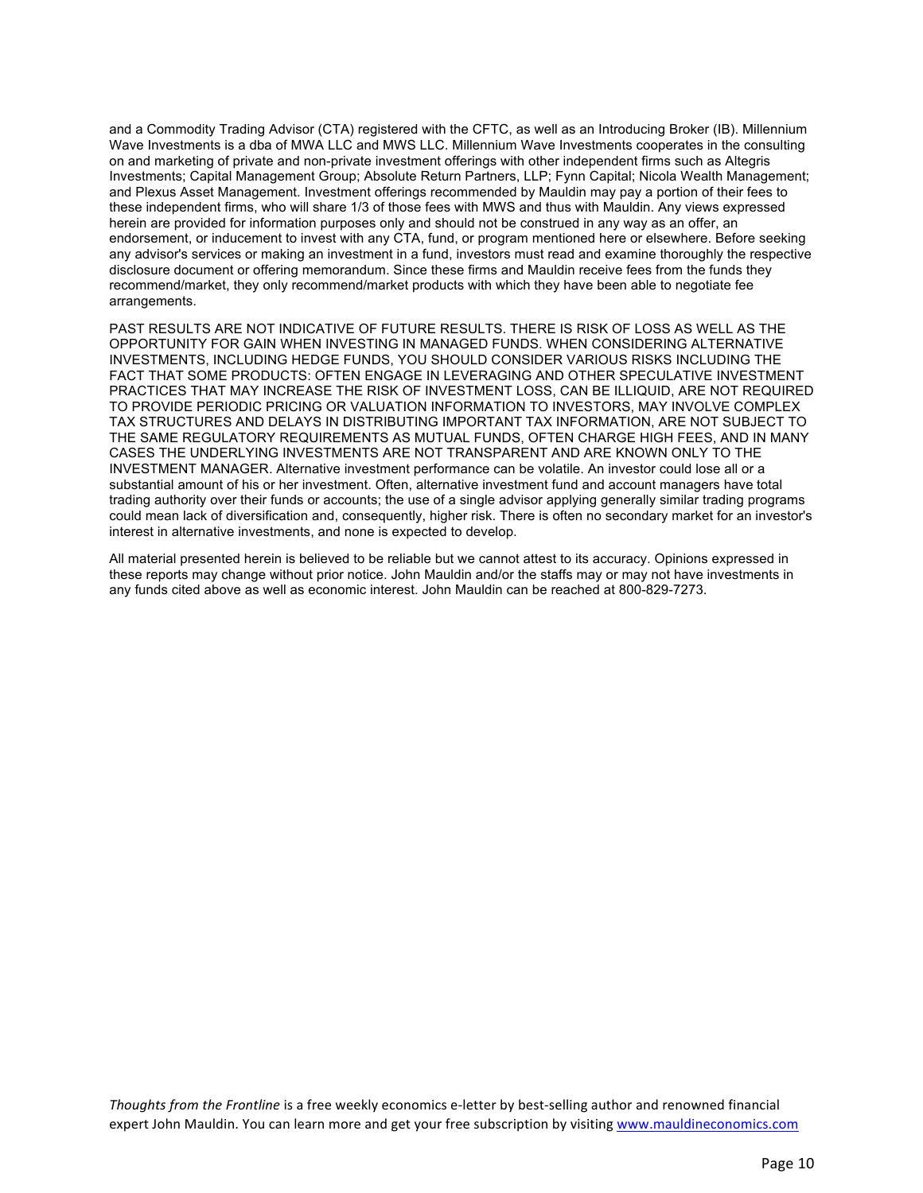and a Commodity Trading Advisor (CTA) registered with the CFTC, as well as an Introducing Broker (IB). Millennium Wave Investments is a dba of MWA LLC and MWS LLC. Millennium Wave Investments cooperates in the consulting on and marketing of private and non-private investment offerings with other independent firms such as Altegris Investments; Capital Management Group; Absolute Return Partners, LLP; Fynn Capital; Nicola Wealth Management; and Plexus Asset Management. Investment offerings recommended by Mauldin may pay a portion of their fees to these independent firms, who will share 1/3 of those fees with MWS and thus with Mauldin. Any views expressed herein are provided for information purposes only and should not be construed in any way as an offer, an endorsement, or inducement to invest with any CTA, fund, or program mentioned here or elsewhere. Before seeking any advisor's services or making an investment in a fund, investors must read and examine thoroughly the respective disclosure document or offering memorandum. Since these firms and Mauldin receive fees from the funds they recommend/market, they only recommend/market products with which they have been able to negotiate fee arrangements.

PAST RESULTS ARE NOT INDICATIVE OF FUTURE RESULTS. THERE IS RISK OF LOSS AS WELL AS THE OPPORTUNITY FOR GAIN WHEN INVESTING IN MANAGED FUNDS. WHEN CONSIDERING ALTERNATIVE INVESTMENTS, INCLUDING HEDGE FUNDS, YOU SHOULD CONSIDER VARIOUS RISKS INCLUDING THE FACT THAT SOME PRODUCTS: OFTEN ENGAGE IN LEVERAGING AND OTHER SPECULATIVE INVESTMENT PRACTICES THAT MAY INCREASE THE RISK OF INVESTMENT LOSS, CAN BE ILLIQUID, ARE NOT REQUIRED TO PROVIDE PERIODIC PRICING OR VALUATION INFORMATION TO INVESTORS, MAY INVOLVE COMPLEX TAX STRUCTURES AND DELAYS IN DISTRIBUTING IMPORTANT TAX INFORMATION, ARE NOT SUBJECT TO THE SAME REGULATORY REQUIREMENTS AS MUTUAL FUNDS, OFTEN CHARGE HIGH FEES, AND IN MANY CASES THE UNDERLYING INVESTMENTS ARE NOT TRANSPARENT AND ARE KNOWN ONLY TO THE INVESTMENT MANAGER. Alternative investment performance can be volatile. An investor could lose all or a substantial amount of his or her investment. Often, alternative investment fund and account managers have total trading authority over their funds or accounts; the use of a single advisor applying generally similar trading programs could mean lack of diversification and, consequently, higher risk. There is often no secondary market for an investor's interest in alternative investments, and none is expected to develop.

All material presented herein is believed to be reliable but we cannot attest to its accuracy. Opinions expressed in these reports may change without prior notice. John Mauldin and/or the staffs may or may not have investments in any funds cited above as well as economic interest. John Mauldin can be reached at 800-829-7273.

*Thoughts from the Frontline* is a free weekly economics e-letter by best-selling author and renowned financial expert John Mauldin. You can learn more and get your free subscription by visiting www.mauldineconomics.com